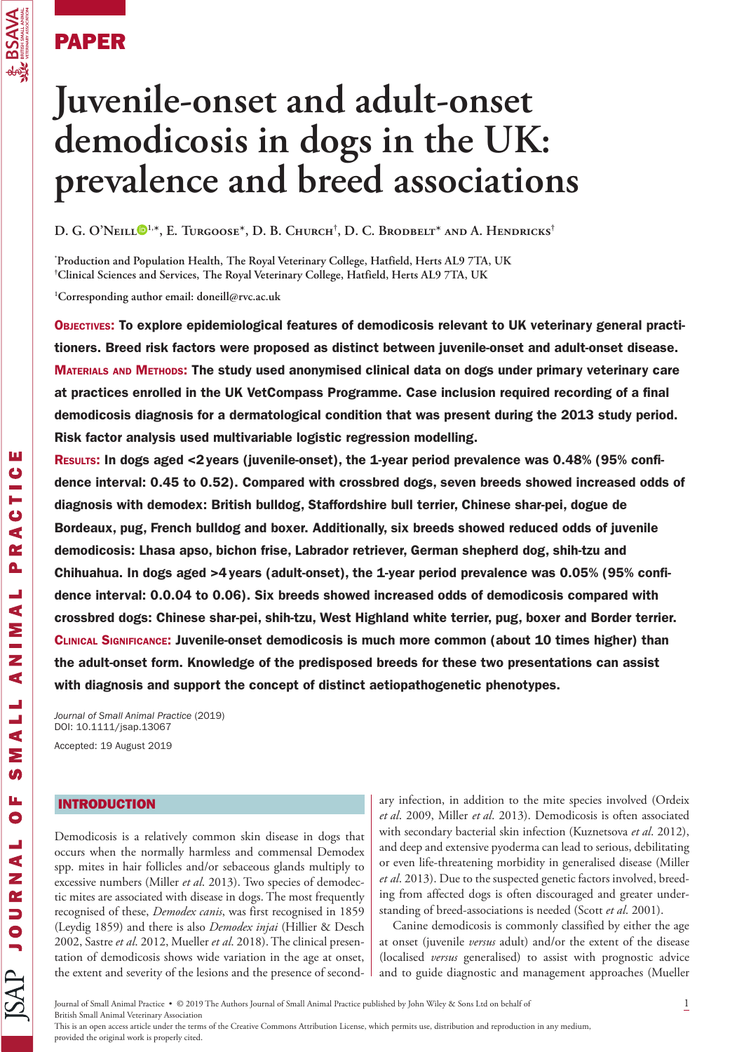PAPER

# Juvenile-onset and adult-onset demodicosis in dogs in the UK: prevalence and breed associations

D. G. O'Neill[1,*], E. Turgoose*, D. B. Church†, D. C. Brodbelt* and A. Hendricks†

*Production and Population Health, The Royal Veterinary College, Hatfield, Herts AL9 7TA, UK
†Clinical Sciences and Services, The Royal Veterinary College, Hatfield, Herts AL9 7TA, UK

[1]Corresponding author email: doneill@rvc.ac.uk

**Objectives: To explore epidemiological features of demodicosis relevant to UK veterinary general practitioners. Breed risk factors were proposed as distinct between juvenile-onset and adult-onset disease.**

**Materials and Methods: The study used anonymised clinical data on dogs under primary veterinary care at practices enrolled in the UK VetCompass Programme. Case inclusion required recording of a final demodicosis diagnosis for a dermatological condition that was present during the 2013 study period. Risk factor analysis used multivariable logistic regression modelling.**

**Results: In dogs aged <2 years (juvenile-onset), the 1-year period prevalence was 0.48% (95% confidence interval: 0.45 to 0.52). Compared with crossbred dogs, seven breeds showed increased odds of diagnosis with demodex: British bulldog, Staffordshire bull terrier, Chinese shar-pei, dogue de Bordeaux, pug, French bulldog and boxer. Additionally, six breeds showed reduced odds of juvenile demodicosis: Lhasa apso, bichon frise, Labrador retriever, German shepherd dog, shih-tzu and Chihuahua. In dogs aged >4 years (adult-onset), the 1-year period prevalence was 0.05% (95% confidence interval: 0.0.04 to 0.06). Six breeds showed increased odds of demodicosis compared with crossbred dogs: Chinese shar-pei, shih-tzu, West Highland white terrier, pug, boxer and Border terrier.**

**Clinical Significance: Juvenile-onset demodicosis is much more common (about 10 times higher) than the adult-onset form. Knowledge of the predisposed breeds for these two presentations can assist with diagnosis and support the concept of distinct aetiopathogenetic phenotypes.**

*Journal of Small Animal Practice* (2019)
DOI: 10.1111/jsap.13067

Accepted: 19 August 2019

## INTRODUCTION

Demodicosis is a relatively common skin disease in dogs that occurs when the normally harmless and commensal Demodex spp. mites in hair follicles and/or sebaceous glands multiply to excessive numbers (Miller *et al*. 2013). Two species of demodectic mites are associated with disease in dogs. The most frequently recognised of these, *Demodex canis*, was first recognised in 1859 (Leydig 1859) and there is also *Demodex injai* (Hillier & Desch 2002, Sastre *et al*. 2012, Mueller *et al*. 2018). The clinical presentation of demodicosis shows wide variation in the age at onset, the extent and severity of the lesions and the presence of secondary infection, in addition to the mite species involved (Ordeix *et al*. 2009, Miller *et al*. 2013). Demodicosis is often associated with secondary bacterial skin infection (Kuznetsova *et al*. 2012), and deep and extensive pyoderma can lead to serious, debilitating or even life-threatening morbidity in generalised disease (Miller *et al*. 2013). Due to the suspected genetic factors involved, breeding from affected dogs is often discouraged and greater understanding of breed-associations is needed (Scott *et al*. 2001).

Canine demodicosis is commonly classified by either the age at onset (juvenile *versus* adult) and/or the extent of the disease (localised *versus* generalised) to assist with prognostic advice and to guide diagnostic and management approaches (Mueller

Journal of Small Animal Practice • © 2019 The Authors Journal of Small Animal Practice published by John Wiley & Sons Ltd on behalf of British Small Animal Veterinary Association
This is an open access article under the terms of the Creative Commons Attribution License, which permits use, distribution and reproduction in any medium, provided the original work is properly cited.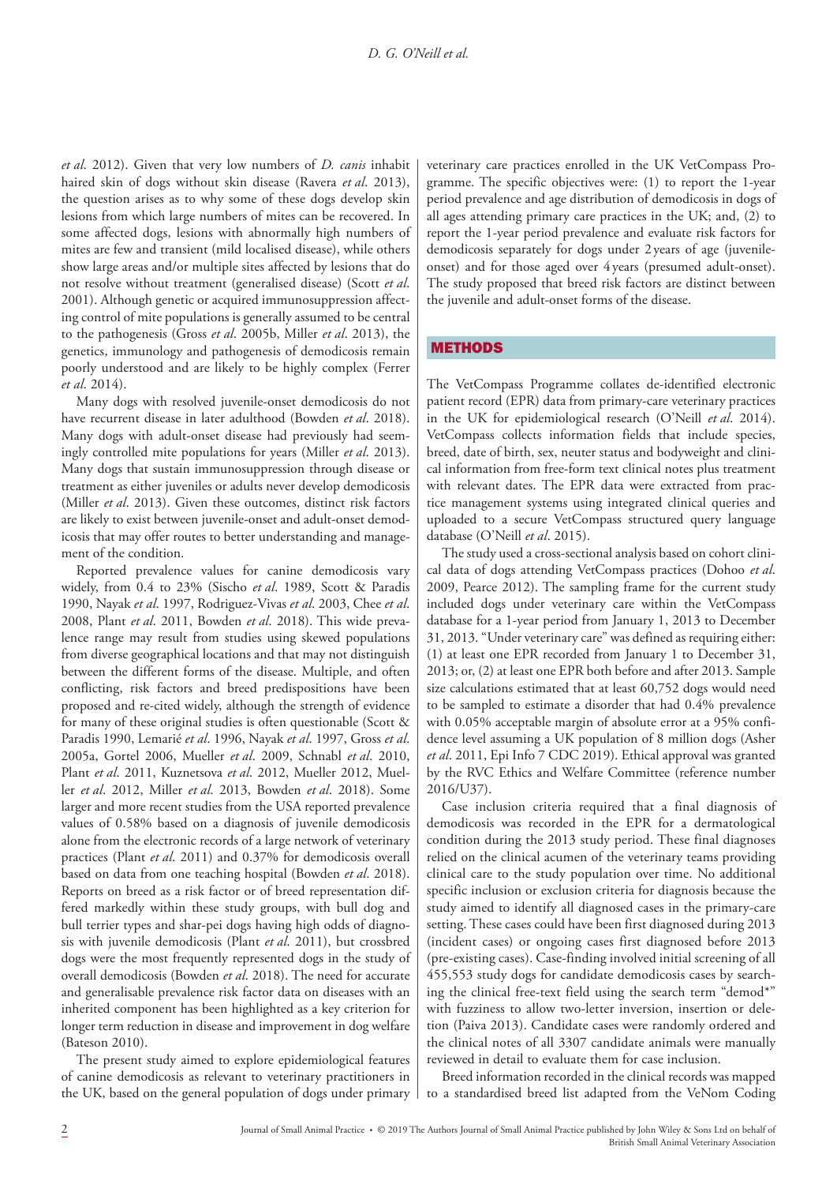*et al.* 2012). Given that very low numbers of *D. canis* inhabit haired skin of dogs without skin disease (Ravera *et al.* 2013), the question arises as to why some of these dogs develop skin lesions from which large numbers of mites can be recovered. In some affected dogs, lesions with abnormally high numbers of mites are few and transient (mild localised disease), while others show large areas and/or multiple sites affected by lesions that do not resolve without treatment (generalised disease) (Scott *et al.* 2001). Although genetic or acquired immunosuppression affecting control of mite populations is generally assumed to be central to the pathogenesis (Gross *et al.* 2005b, Miller *et al.* 2013), the genetics, immunology and pathogenesis of demodicosis remain poorly understood and are likely to be highly complex (Ferrer *et al.* 2014).

Many dogs with resolved juvenile-onset demodicosis do not have recurrent disease in later adulthood (Bowden *et al.* 2018). Many dogs with adult-onset disease had previously had seemingly controlled mite populations for years (Miller *et al.* 2013). Many dogs that sustain immunosuppression through disease or treatment as either juveniles or adults never develop demodicosis (Miller *et al.* 2013). Given these outcomes, distinct risk factors are likely to exist between juvenile-onset and adult-onset demodicosis that may offer routes to better understanding and management of the condition.

Reported prevalence values for canine demodicosis vary widely, from 0.4 to 23% (Sischo *et al.* 1989, Scott & Paradis 1990, Nayak *et al.* 1997, Rodriguez-Vivas *et al.* 2003, Chee *et al.* 2008, Plant *et al.* 2011, Bowden *et al.* 2018). This wide prevalence range may result from studies using skewed populations from diverse geographical locations and that may not distinguish between the different forms of the disease. Multiple, and often conflicting, risk factors and breed predispositions have been proposed and re-cited widely, although the strength of evidence for many of these original studies is often questionable (Scott & Paradis 1990, Lemarié *et al.* 1996, Nayak *et al.* 1997, Gross *et al.* 2005a, Gortel 2006, Mueller *et al.* 2009, Schnabl *et al.* 2010, Plant *et al.* 2011, Kuznetsova *et al.* 2012, Mueller 2012, Mueller *et al.* 2012, Miller *et al.* 2013, Bowden *et al.* 2018). Some larger and more recent studies from the USA reported prevalence values of 0.58% based on a diagnosis of juvenile demodicosis alone from the electronic records of a large network of veterinary practices (Plant *et al.* 2011) and 0.37% for demodicosis overall based on data from one teaching hospital (Bowden *et al.* 2018). Reports on breed as a risk factor or of breed representation differed markedly within these study groups, with bull dog and bull terrier types and shar-pei dogs having high odds of diagnosis with juvenile demodicosis (Plant *et al.* 2011), but crossbred dogs were the most frequently represented dogs in the study of overall demodicosis (Bowden *et al.* 2018). The need for accurate and generalisable prevalence risk factor data on diseases with an inherited component has been highlighted as a key criterion for longer term reduction in disease and improvement in dog welfare (Bateson 2010).

The present study aimed to explore epidemiological features of canine demodicosis as relevant to veterinary practitioners in the UK, based on the general population of dogs under primary veterinary care practices enrolled in the UK VetCompass Programme. The specific objectives were: (1) to report the 1-year period prevalence and age distribution of demodicosis in dogs of all ages attending primary care practices in the UK; and, (2) to report the 1-year period prevalence and evaluate risk factors for demodicosis separately for dogs under 2 years of age (juvenile-onset) and for those aged over 4 years (presumed adult-onset). The study proposed that breed risk factors are distinct between the juvenile and adult-onset forms of the disease.

## METHODS

The VetCompass Programme collates de-identified electronic patient record (EPR) data from primary-care veterinary practices in the UK for epidemiological research (O'Neill *et al.* 2014). VetCompass collects information fields that include species, breed, date of birth, sex, neuter status and bodyweight and clinical information from free-form text clinical notes plus treatment with relevant dates. The EPR data were extracted from practice management systems using integrated clinical queries and uploaded to a secure VetCompass structured query language database (O'Neill *et al.* 2015).

The study used a cross-sectional analysis based on cohort clinical data of dogs attending VetCompass practices (Dohoo *et al.* 2009, Pearce 2012). The sampling frame for the current study included dogs under veterinary care within the VetCompass database for a 1-year period from January 1, 2013 to December 31, 2013. "Under veterinary care" was defined as requiring either: (1) at least one EPR recorded from January 1 to December 31, 2013; or, (2) at least one EPR both before and after 2013. Sample size calculations estimated that at least 60,752 dogs would need to be sampled to estimate a disorder that had 0.4% prevalence with 0.05% acceptable margin of absolute error at a 95% confidence level assuming a UK population of 8 million dogs (Asher *et al.* 2011, Epi Info 7 CDC 2019). Ethical approval was granted by the RVC Ethics and Welfare Committee (reference number 2016/U37).

Case inclusion criteria required that a final diagnosis of demodicosis was recorded in the EPR for a dermatological condition during the 2013 study period. These final diagnoses relied on the clinical acumen of the veterinary teams providing clinical care to the study population over time. No additional specific inclusion or exclusion criteria for diagnosis because the study aimed to identify all diagnosed cases in the primary-care setting. These cases could have been first diagnosed during 2013 (incident cases) or ongoing cases first diagnosed before 2013 (pre-existing cases). Case-finding involved initial screening of all 455,553 study dogs for candidate demodicosis cases by searching the clinical free-text field using the search term "demod*" with fuzziness to allow two-letter inversion, insertion or deletion (Paiva 2013). Candidate cases were randomly ordered and the clinical notes of all 3307 candidate animals were manually reviewed in detail to evaluate them for case inclusion.

Breed information recorded in the clinical records was mapped to a standardised breed list adapted from the VeNom Coding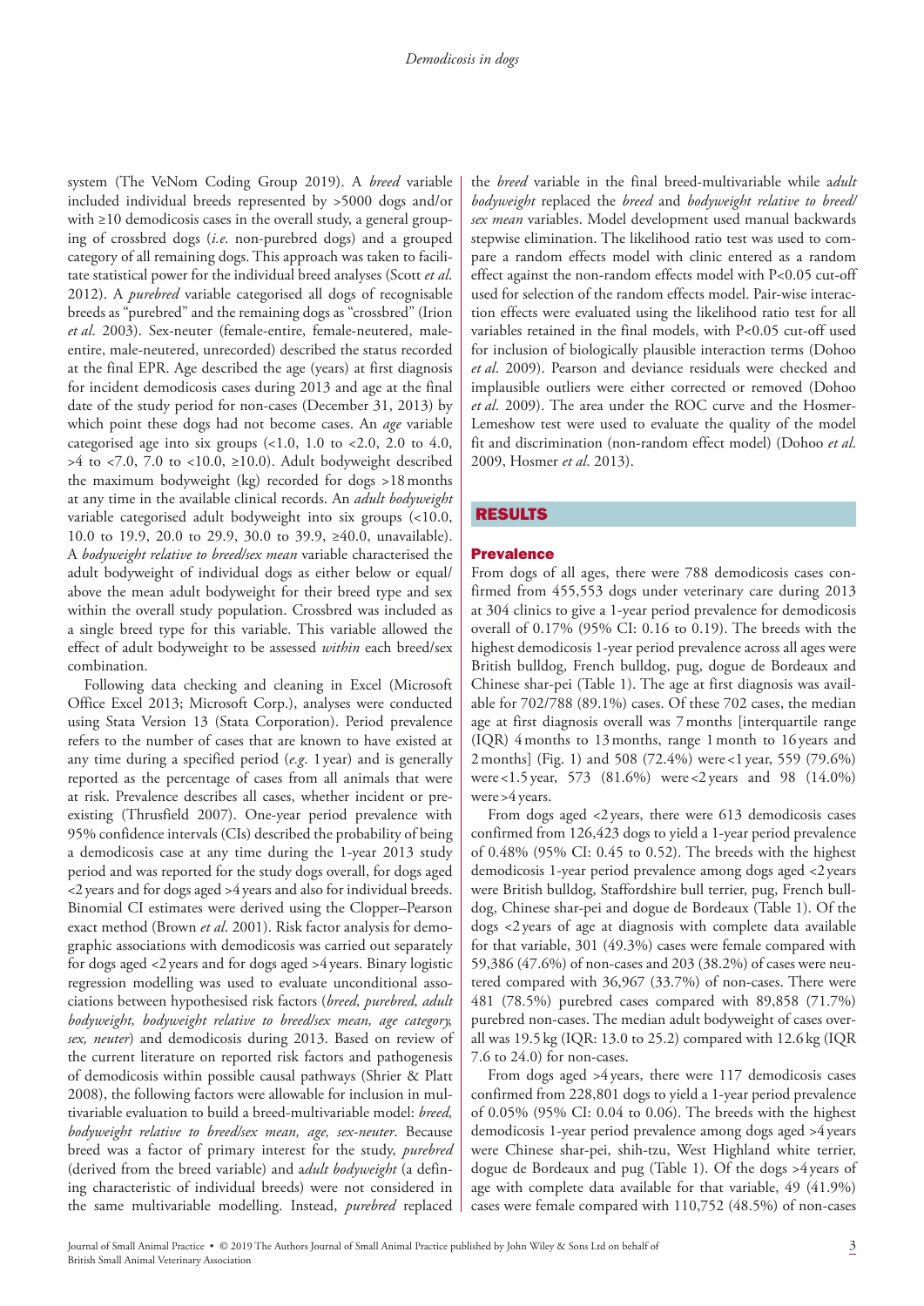system (The VeNom Coding Group 2019). A *breed* variable included individual breeds represented by >5000 dogs and/or with ≥10 demodicosis cases in the overall study, a general grouping of crossbred dogs (*i.e.* non-purebred dogs) and a grouped category of all remaining dogs. This approach was taken to facilitate statistical power for the individual breed analyses (Scott *et al*. 2012). A *purebred* variable categorised all dogs of recognisable breeds as "purebred" and the remaining dogs as "crossbred" (Irion *et al*. 2003). Sex-neuter (female-entire, female-neutered, male-entire, male-neutered, unrecorded) described the status recorded at the final EPR. Age described the age (years) at first diagnosis for incident demodicosis cases during 2013 and age at the final date of the study period for non-cases (December 31, 2013) by which point these dogs had not become cases. An *age* variable categorised age into six groups (<1.0, 1.0 to <2.0, 2.0 to 4.0, >4 to <7.0, 7.0 to <10.0, ≥10.0). Adult bodyweight described the maximum bodyweight (kg) recorded for dogs >18 months at any time in the available clinical records. An *adult bodyweight* variable categorised adult bodyweight into six groups (<10.0, 10.0 to 19.9, 20.0 to 29.9, 30.0 to 39.9, ≥40.0, unavailable). A *bodyweight relative to breed/sex mean* variable characterised the adult bodyweight of individual dogs as either below or equal/above the mean adult bodyweight for their breed type and sex within the overall study population. Crossbred was included as a single breed type for this variable. This variable allowed the effect of adult bodyweight to be assessed *within* each breed/sex combination.

Following data checking and cleaning in Excel (Microsoft Office Excel 2013; Microsoft Corp.), analyses were conducted using Stata Version 13 (Stata Corporation). Period prevalence refers to the number of cases that are known to have existed at any time during a specified period (*e.g.* 1 year) and is generally reported as the percentage of cases from all animals that were at risk. Prevalence describes all cases, whether incident or pre-existing (Thrusfield 2007). One-year period prevalence with 95% confidence intervals (CIs) described the probability of being a demodicosis case at any time during the 1-year 2013 study period and was reported for the study dogs overall, for dogs aged <2 years and for dogs aged >4 years and also for individual breeds. Binomial CI estimates were derived using the Clopper–Pearson exact method (Brown *et al*. 2001). Risk factor analysis for demographic associations with demodicosis was carried out separately for dogs aged <2 years and for dogs aged >4 years. Binary logistic regression modelling was used to evaluate unconditional associations between hypothesised risk factors (*breed, purebred, adult bodyweight, bodyweight relative to breed/sex mean, age category, sex, neuter*) and demodicosis during 2013. Based on review of the current literature on reported risk factors and pathogenesis of demodicosis within possible causal pathways (Shrier & Platt 2008), the following factors were allowable for inclusion in multivariable evaluation to build a breed-multivariable model: *breed, bodyweight relative to breed/sex mean, age, sex-neuter*. Because breed was a factor of primary interest for the study, *purebred* (derived from the breed variable) and a*dult bodyweight* (a defining characteristic of individual breeds) were not considered in the same multivariable modelling. Instead, *purebred* replaced the *breed* variable in the final breed-multivariable while a*dult bodyweight* replaced the *breed* and *bodyweight relative to breed/sex mean* variables. Model development used manual backwards stepwise elimination. The likelihood ratio test was used to compare a random effects model with clinic entered as a random effect against the non-random effects model with $P<0.05$ cut-off used for selection of the random effects model. Pair-wise interaction effects were evaluated using the likelihood ratio test for all variables retained in the final models, with $P<0.05$ cut-off used for inclusion of biologically plausible interaction terms (Dohoo *et al*. 2009). Pearson and deviance residuals were checked and implausible outliers were either corrected or removed (Dohoo *et al*. 2009). The area under the ROC curve and the Hosmer-Lemeshow test were used to evaluate the quality of the model fit and discrimination (non-random effect model) (Dohoo *et al*. 2009, Hosmer *et al*. 2013).

## RESULTS

### Prevalence

From dogs of all ages, there were 788 demodicosis cases confirmed from 455,553 dogs under veterinary care during 2013 at 304 clinics to give a 1-year period prevalence for demodicosis overall of 0.17% (95% CI: 0.16 to 0.19). The breeds with the highest demodicosis 1-year period prevalence across all ages were British bulldog, French bulldog, pug, dogue de Bordeaux and Chinese shar-pei (Table 1). The age at first diagnosis was available for 702/788 (89.1%) cases. Of these 702 cases, the median age at first diagnosis overall was 7 months [interquartile range (IQR) 4 months to 13 months, range 1 month to 16 years and 2 months] (Fig. 1) and 508 (72.4%) were <1 year, 559 (79.6%) were <1.5 year, 573 (81.6%) were <2 years and 98 (14.0%) were >4 years.

From dogs aged <2 years, there were 613 demodicosis cases confirmed from 126,423 dogs to yield a 1-year period prevalence of 0.48% (95% CI: 0.45 to 0.52). The breeds with the highest demodicosis 1-year period prevalence among dogs aged <2 years were British bulldog, Staffordshire bull terrier, pug, French bulldog, Chinese shar-pei and dogue de Bordeaux (Table 1). Of the dogs <2 years of age at diagnosis with complete data available for that variable, 301 (49.3%) cases were female compared with 59,386 (47.6%) of non-cases and 203 (38.2%) of cases were neutered compared with 36,967 (33.7%) of non-cases. There were 481 (78.5%) purebred cases compared with 89,858 (71.7%) purebred non-cases. The median adult bodyweight of cases overall was 19.5 kg (IQR: 13.0 to 25.2) compared with 12.6 kg (IQR 7.6 to 24.0) for non-cases.

From dogs aged >4 years, there were 117 demodicosis cases confirmed from 228,801 dogs to yield a 1-year period prevalence of 0.05% (95% CI: 0.04 to 0.06). The breeds with the highest demodicosis 1-year period prevalence among dogs aged >4 years were Chinese shar-pei, shih-tzu, West Highland white terrier, dogue de Bordeaux and pug (Table 1). Of the dogs >4 years of age with complete data available for that variable, 49 (41.9%) cases were female compared with 110,752 (48.5%) of non-cases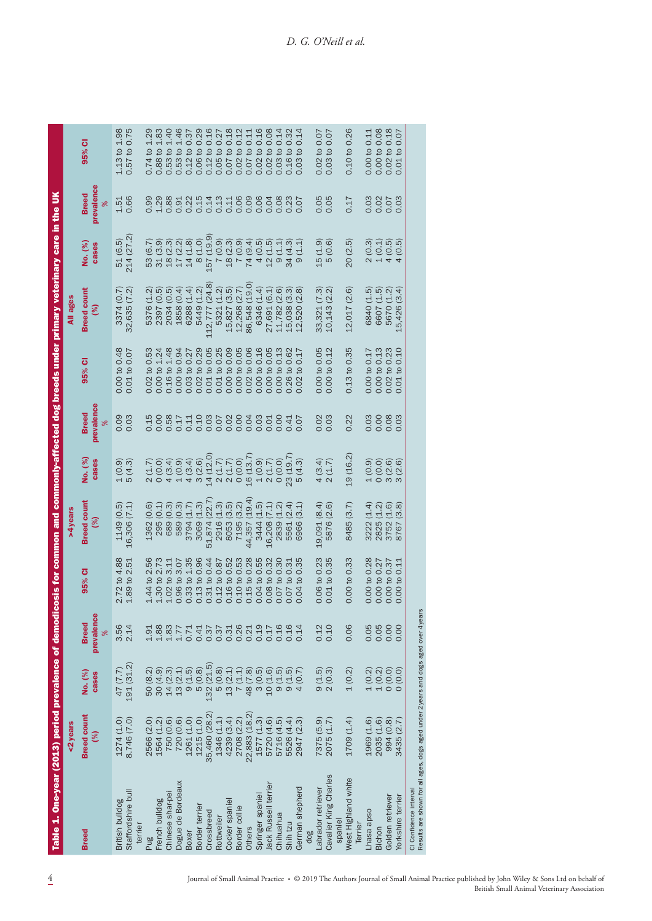**Table 1. One-year (2013) period prevalence of demodicosis for common and commonly-affected dog breeds under primary veterinary care in the UK**

| Breed | <2 years | | | | >4years | | | | All ages | | | |
|---|---|---|---|---|---|---|---|---|---|---|---|---|
| | Breed count (%) | No. (%) cases | Breed prevalence % | 95% CI | Breed count (%) | No. (%) cases | Breed prevalence % | 95% CI | Breed count (%) | No. (%) cases | Breed prevalence % | 95% CI |
| British bulldog | 1274 (1.0) | 47 (7.7) | 3.56 | 2.72 to 4.88 | 1149 (0.5) | 1 (0.9) | 0.09 | 0.00 to 0.48 | 3374 (0.7) | 51 (6.5) | 1.51 | 1.13 to 1.98 |
| Staffordshire bull terrier | 8,746 (7.0) | 191 (31.2) | 2.14 | 1.89 to 2.51 | 16,306 (7.1) | 5 (4.3) | 0.03 | 0.01 to 0.07 | 32,635 (7.2) | 214 (27.2) | 0.66 | 0.57 to 0.75 |
| Pug | 2566 (2.0) | 50 (8.2) | 1.91 | 1.44 to 2.56 | 1362 (0.6) | 2 (1.7) | 0.15 | 0.02 to 0.53 | 5376 (1.2) | 53 (6.7) | 0.99 | 0.74 to 1.29 |
| French bulldog | 1564 (1.2) | 30 (4.9) | 1.88 | 1.30 to 2.73 | 295 (0.1) | 0 (0.0) | 0.00 | 0.00 to 1.24 | 2397 (0.5) | 31 (3.9) | 1.29 | 0.88 to 1.83 |
| Chinese shar-pei | 750 (0.6) | 14 (2.3) | 1.83 | 1.02 to 3.11 | 689 (0.3) | 4 (3.4) | 0.58 | 0.16 to 1.48 | 2034 (0.5) | 18 (2.3) | 0.88 | 0.53 to 1.40 |
| Dogue de Bordeaux | 720 (0.6) | 13 (2.1) | 1.77 | 0.96 to 3.07 | 589 (0.3) | 1 (0.9) | 0.17 | 0.00 to 0.94 | 1858 (0.4) | 17 (2.2) | 0.91 | 0.53 to 1.46 |
| Boxer | 1261 (1.0) | 9 (1.5) | 0.71 | 0.33 to 1.35 | 3794 (1.7) | 4 (3.4) | 0.11 | 0.03 to 0.27 | 6288 (1.4) | 14 (1.8) | 0.22 | 0.12 to 0.37 |
| Border terrier | 1215 (1.0) | 5 (0.8) | 0.41 | 0.13 to 0.96 | 3069 (1.3) | 3 (2.6) | 0.10 | 0.02 to 0.29 | 5449 (1.2) | 8 (1.0) | 0.15 | 0.06 to 0.29 |
| Crossbreed | 35,460 (28.2) | 132 (21.5) | 0.37 | 0.31 to 0.44 | 51,874 (22.7) | 14 (12.0) | 0.03 | 0.01 to 0.05 | 112,777 (24.8) | 157 (19.9) | 0.14 | 0.12 to 0.16 |
| Rottweiler | 1346 (1.1) | 5 (0.8) | 0.37 | 0.12 to 0.87 | 2916 (1.3) | 2 (1.7) | 0.07 | 0.01 to 0.25 | 5321 (1.2) | 7 (0.9) | 0.13 | 0.05 to 0.27 |
| Cocker spaniel | 4239 (3.4) | 13 (2.1) | 0.31 | 0.16 to 0.52 | 8053 (3.5) | 2 (1.7) | 0.02 | 0.00 to 0.09 | 15,827 (3.5) | 18 (2.3) | 0.11 | 0.07 to 0.18 |
| Border collie | 2708 (2.2) | 7 (1.1) | 0.26 | 0.10 to 0.53 | 7195 (3.2) | 0 (0.0) | 0.00 | 0.00 to 0.05 | 12,268 (2.7) | 7 (0.9) | 0.06 | 0.02 to 0.12 |
| Others | 22,883 (18.2) | 48 (7.8) | 0.21 | 0.15 to 0.28 | 44,357 (19.4) | 16 (13.7) | 0.04 | 0.02 to 0.06 | 86,548 (19.0) | 74 (9.4) | 0.09 | 0.07 to 0.11 |
| Springer spaniel | 1577 (1.3) | 3 (0.5) | 0.19 | 0.04 to 0.55 | 3444 (1.5) | 1 (0.9) | 0.03 | 0.00 to 0.16 | 6346 (1.4) | 4 (0.5) | 0.06 | 0.02 to 0.16 |
| Jack Russell terrier | 5720 (4.6) | 10 (1.6) | 0.17 | 0.08 to 0.32 | 16,208 (7.1) | 2 (1.7) | 0.01 | 0.00 to 0.05 | 27,691 (6.1) | 12 (1.5) | 0.04 | 0.02 to 0.08 |
| Chihuahua | 5716 (4.5) | 9 (1.5) | 0.16 | 0.07 to 0.30 | 2839 (1.2) | 0 (0.0) | 0.00 | 0.00 to 0.13 | 11,782 (2.6) | 9 (1.1) | 0.08 | 0.03 to 0.14 |
| Shih tzu | 5526 (4.4) | 9 (1.5) | 0.16 | 0.07 to 0.31 | 5561 (2.4) | 23 (19.7) | 0.41 | 0.26 to 0.62 | 15,038 (3.3) | 34 (4.3) | 0.23 | 0.16 to 0.32 |
| German shepherd dog | 2947 (2.3) | 4 (0.7) | 0.14 | 0.04 to 0.35 | 6966 (3.1) | 5 (4.3) | 0.07 | 0.02 to 0.17 | 12,520 (2.8) | 9 (1.1) | 0.07 | 0.03 to 0.14 |
| Labrador retriever | 7375 (5.9) | 9 (1.5) | 0.12 | 0.06 to 0.23 | 19,091 (8.4) | 4 (3.4) | 0.02 | 0.00 to 0.05 | 33,321 (7.3) | 15 (1.9) | 0.05 | 0.02 to 0.07 |
| Cavalier King Charles spaniel | 2075 (1.7) | 2 (0.3) | 0.10 | 0.01 to 0.35 | 5876 (2.6) | 2 (1.7) | 0.03 | 0.00 to 0.12 | 10,143 (2.2) | 5 (0.6) | 0.05 | 0.03 to 0.07 |
| West Highland white Terrier | 1709 (1.4) | 1 (0.2) | 0.06 | 0.00 to 0.33 | 8485 (3.7) | 19 (16.2) | 0.22 | 0.13 to 0.35 | 12,017 (2.6) | 20 (2.5) | 0.17 | 0.10 to 0.26 |
| Lhasa apso | 1969 (1.6) | 1 (0.2) | 0.05 | 0.00 to 0.28 | 3222 (1.4) | 1 (0.9) | 0.03 | 0.00 to 0.17 | 6840 (1.5) | 2 (0.3) | 0.03 | 0.00 to 0.11 |
| Bichon | 2035 (1.6) | 1 (0.2) | 0.05 | 0.00 to 0.27 | 2825 (1.2) | 0 (0.0) | 0.00 | 0.00 to 0.13 | 6607 (1.5) | 1 (0.1) | 0.02 | 0.00 to 0.08 |
| Golden retriever | 994 (0.8) | 0 (0.0) | 0.00 | 0.00 to 0.37 | 3752 (1.6) | 3 (2.6) | 0.08 | 0.02 to 0.23 | 5670 (1.2) | 4 (0.5) | 0.07 | 0.02 to 0.18 |
| Yorkshire terrier | 3435 (2.7) | 0 (0.0) | 0.00 | 0.00 to 0.11 | 8767 (3.8) | 3 (2.6) | 0.03 | 0.01 to 0.10 | 15,426 (3.4) | 4 (0.5) | 0.03 | 0.01 to 0.07 |

CI Confidence interval

Results are shown for all ages, dogs aged under 2years and dogs aged over 4years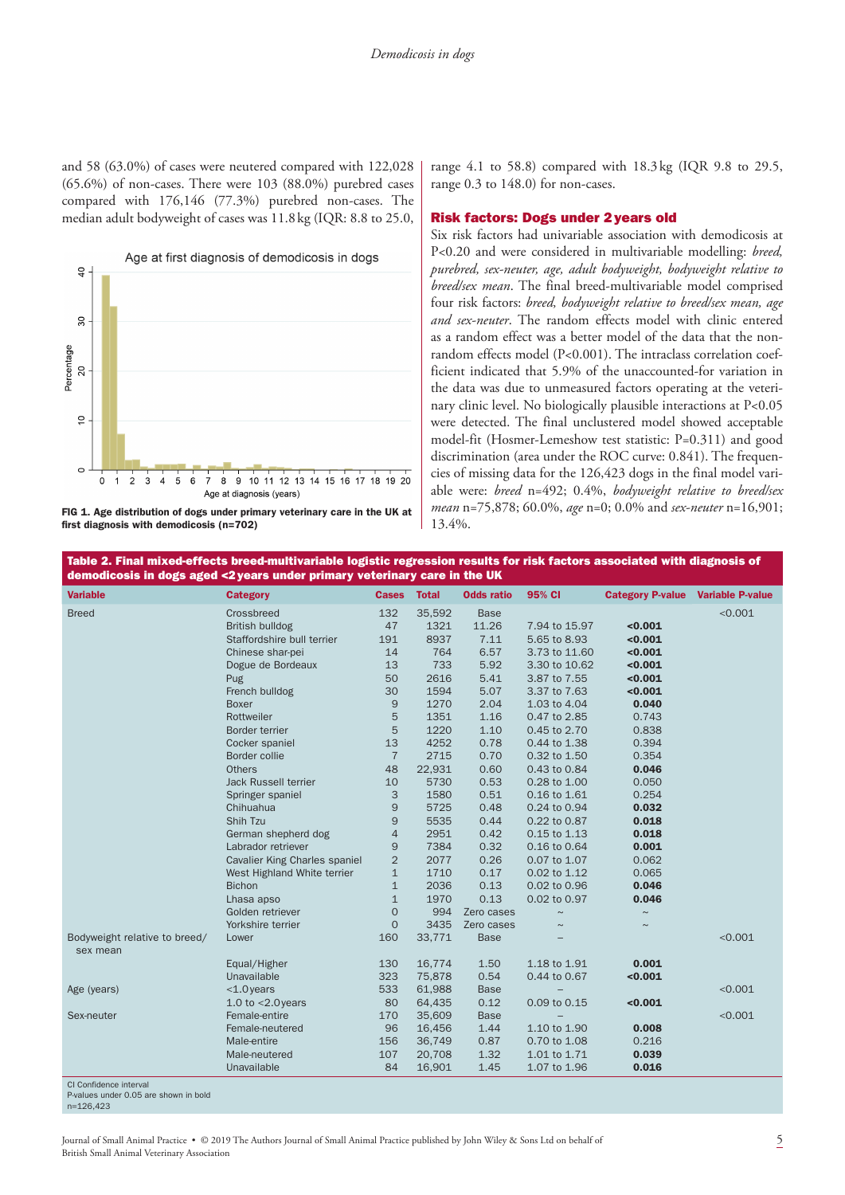and 58 (63.0%) of cases were neutered compared with 122,028 (65.6%) of non-cases. There were 103 (88.0%) purebred cases compared with 176,146 (77.3%) purebred non-cases. The median adult bodyweight of cases was 11.8 kg (IQR: 8.8 to 25.0, range 4.1 to 58.8) compared with 18.3 kg (IQR 9.8 to 29.5, range 0.3 to 148.0) for non-cases.

**FIG 1. Age distribution of dogs under primary veterinary care in the UK at first diagnosis with demodicosis (n=702)**

## Risk factors: Dogs under 2 years old

Six risk factors had univariable association with demodicosis at P<0.20 and were considered in multivariable modelling: *breed, purebred, sex-neuter, age, adult bodyweight, bodyweight relative to breed/sex mean*. The final breed-multivariable model comprised four risk factors: *breed, bodyweight relative to breed/sex mean, age and sex-neuter*. The random effects model with clinic entered as a random effect was a better model of the data that the non-random effects model (P<0.001). The intraclass correlation coefficient indicated that 5.9% of the unaccounted-for variation in the data was due to unmeasured factors operating at the veterinary clinic level. No biologically plausible interactions at P<0.05 were detected. The final unclustered model showed acceptable model-fit (Hosmer-Lemeshow test statistic: P=0.311) and good discrimination (area under the ROC curve: 0.841). The frequencies of missing data for the 126,423 dogs in the final model variable were: *breed* n=492; 0.4%, *bodyweight relative to breed/sex mean* n=75,878; 60.0%, *age* n=0; 0.0% and *sex-neuter* n=16,901; 13.4%.

**Table 2. Final mixed-effects breed-multivariable logistic regression results for risk factors associated with diagnosis of demodicosis in dogs aged <2 years under primary veterinary care in the UK**

| Variable | Category | Cases | Total | Odds ratio | 95% CI | Category P-value | Variable P-value |
|---|---|---|---|---|---|---|---|
| Breed | Crossbreed | 132 | 35,592 | Base | | | <0.001 |
| | British bulldog | 47 | 1321 | 11.26 | 7.94 to 15.97 | **<0.001** | |
| | Staffordshire bull terrier | 191 | 8937 | 7.11 | 5.65 to 8.93 | **<0.001** | |
| | Chinese shar-pei | 14 | 764 | 6.57 | 3.73 to 11.60 | **<0.001** | |
| | Dogue de Bordeaux | 13 | 733 | 5.92 | 3.30 to 10.62 | **<0.001** | |
| | Pug | 50 | 2616 | 5.41 | 3.87 to 7.55 | **<0.001** | |
| | French bulldog | 30 | 1594 | 5.07 | 3.37 to 7.63 | **<0.001** | |
| | Boxer | 9 | 1270 | 2.04 | 1.03 to 4.04 | **0.040** | |
| | Rottweiler | 5 | 1351 | 1.16 | 0.47 to 2.85 | 0.743 | |
| | Border terrier | 5 | 1220 | 1.10 | 0.45 to 2.70 | 0.838 | |
| | Cocker spaniel | 13 | 4252 | 0.78 | 0.44 to 1.38 | 0.394 | |
| | Border collie | 7 | 2715 | 0.70 | 0.32 to 1.50 | 0.354 | |
| | Others | 48 | 22,931 | 0.60 | 0.43 to 0.84 | **0.046** | |
| | Jack Russell terrier | 10 | 5730 | 0.53 | 0.28 to 1.00 | 0.050 | |
| | Springer spaniel | 3 | 1580 | 0.51 | 0.16 to 1.61 | 0.254 | |
| | Chihuahua | 9 | 5725 | 0.48 | 0.24 to 0.94 | **0.032** | |
| | Shih Tzu | 9 | 5535 | 0.44 | 0.22 to 0.87 | **0.018** | |
| | German shepherd dog | 4 | 2951 | 0.42 | 0.15 to 1.13 | **0.018** | |
| | Labrador retriever | 9 | 7384 | 0.32 | 0.16 to 0.64 | **0.001** | |
| | Cavalier King Charles spaniel | 2 | 2077 | 0.26 | 0.07 to 1.07 | 0.062 | |
| | West Highland White terrier | 1 | 1710 | 0.17 | 0.02 to 1.12 | 0.065 | |
| | Bichon | 1 | 2036 | 0.13 | 0.02 to 0.96 | **0.046** | |
| | Lhasa apso | 1 | 1970 | 0.13 | 0.02 to 0.97 | **0.046** | |
| | Golden retriever | 0 | 994 | Zero cases | ~ | ~ | |
| | Yorkshire terrier | 0 | 3435 | Zero cases | ~ | ~ | |
| Bodyweight relative to breed/sex mean | Lower | 160 | 33,771 | Base | – | | <0.001 |
| | Equal/Higher | 130 | 16,774 | 1.50 | 1.18 to 1.91 | **0.001** | |
| | Unavailable | 323 | 75,878 | 0.54 | 0.44 to 0.67 | **<0.001** | |
| Age (years) | <1.0 years | 533 | 61,988 | Base | – | | <0.001 |
| | 1.0 to <2.0 years | 80 | 64,435 | 0.12 | 0.09 to 0.15 | **<0.001** | |
| Sex-neuter | Female-entire | 170 | 35,609 | Base | – | | <0.001 |
| | Female-neutered | 96 | 16,456 | 1.44 | 1.10 to 1.90 | **0.008** | |
| | Male-entire | 156 | 36,749 | 0.87 | 0.70 to 1.08 | 0.216 | |
| | Male-neutered | 107 | 20,708 | 1.32 | 1.01 to 1.71 | **0.039** | |
| | Unavailable | 84 | 16,901 | 1.45 | 1.07 to 1.96 | **0.016** | |

CI Confidence interval
P-values under 0.05 are shown in bold
n=126,423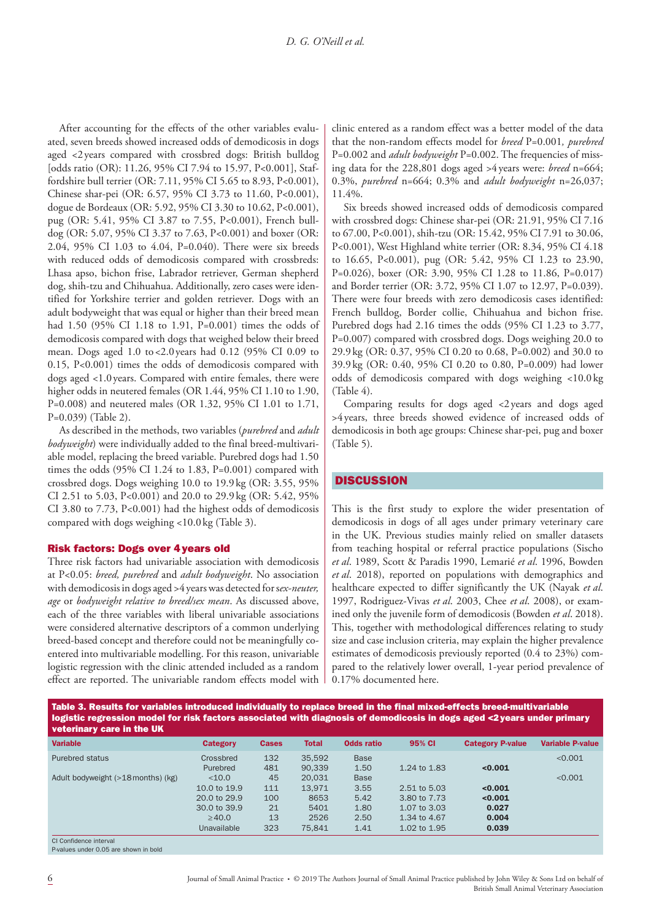After accounting for the effects of the other variables evaluated, seven breeds showed increased odds of demodicosis in dogs aged <2 years compared with crossbred dogs: British bulldog [odds ratio (OR): 11.26, 95% CI 7.94 to 15.97, P<0.001], Staffordshire bull terrier (OR: 7.11, 95% CI 5.65 to 8.93, P<0.001), Chinese shar-pei (OR: 6.57, 95% CI 3.73 to 11.60, P<0.001), dogue de Bordeaux (OR: 5.92, 95% CI 3.30 to 10.62, P<0.001), pug (OR: 5.41, 95% CI 3.87 to 7.55, P<0.001), French bulldog (OR: 5.07, 95% CI 3.37 to 7.63, P<0.001) and boxer (OR: 2.04, 95% CI 1.03 to 4.04, P=0.040). There were six breeds with reduced odds of demodicosis compared with crossbreds: Lhasa apso, bichon frise, Labrador retriever, German shepherd dog, shih-tzu and Chihuahua. Additionally, zero cases were identified for Yorkshire terrier and golden retriever. Dogs with an adult bodyweight that was equal or higher than their breed mean had 1.50 (95% CI 1.18 to 1.91, P=0.001) times the odds of demodicosis compared with dogs that weighed below their breed mean. Dogs aged 1.0 to <2.0 years had 0.12 (95% CI 0.09 to 0.15, P<0.001) times the odds of demodicosis compared with dogs aged <1.0 years. Compared with entire females, there were higher odds in neutered females (OR 1.44, 95% CI 1.10 to 1.90, P=0.008) and neutered males (OR 1.32, 95% CI 1.01 to 1.71, P=0.039) (Table 2).

As described in the methods, two variables (*purebred* and *adult bodyweight*) were individually added to the final breed-multivariable model, replacing the breed variable. Purebred dogs had 1.50 times the odds (95% CI 1.24 to 1.83, P=0.001) compared with crossbred dogs. Dogs weighing 10.0 to 19.9 kg (OR: 3.55, 95% CI 2.51 to 5.03, P<0.001) and 20.0 to 29.9 kg (OR: 5.42, 95% CI 3.80 to 7.73, P<0.001) had the highest odds of demodicosis compared with dogs weighing <10.0 kg (Table 3).

### Risk factors: Dogs over 4 years old

Three risk factors had univariable association with demodicosis at P<0.05: *breed, purebred* and *adult bodyweight*. No association with demodicosis in dogs aged >4 years was detected for *sex-neuter, age* or *bodyweight relative to breed/sex mean*. As discussed above, each of the three variables with liberal univariable associations were considered alternative descriptors of a common underlying breed-based concept and therefore could not be meaningfully co-entered into multivariable modelling. For this reason, univariable logistic regression with the clinic attended included as a random effect are reported. The univariable random effects model with clinic entered as a random effect was a better model of the data that the non-random effects model for *breed* P=0.001*, purebred* P=0.002 and *adult bodyweight* P=0.002. The frequencies of missing data for the 228,801 dogs aged >4 years were: *breed* n=664; 0.3%, *purebred* n=664; 0.3% and *adult bodyweight* n=26,037; 11.4%.

Six breeds showed increased odds of demodicosis compared with crossbred dogs: Chinese shar-pei (OR: 21.91, 95% CI 7.16 to 67.00, P<0.001), shih-tzu (OR: 15.42, 95% CI 7.91 to 30.06, P<0.001), West Highland white terrier (OR: 8.34, 95% CI 4.18 to 16.65, P<0.001), pug (OR: 5.42, 95% CI 1.23 to 23.90, P=0.026), boxer (OR: 3.90, 95% CI 1.28 to 11.86, P=0.017) and Border terrier (OR: 3.72, 95% CI 1.07 to 12.97, P=0.039). There were four breeds with zero demodicosis cases identified: French bulldog, Border collie, Chihuahua and bichon frise. Purebred dogs had 2.16 times the odds (95% CI 1.23 to 3.77, P=0.007) compared with crossbred dogs. Dogs weighing 20.0 to 29.9 kg (OR: 0.37, 95% CI 0.20 to 0.68, P=0.002) and 30.0 to 39.9 kg (OR: 0.40, 95% CI 0.20 to 0.80, P=0.009) had lower odds of demodicosis compared with dogs weighing <10.0 kg (Table 4).

Comparing results for dogs aged <2 years and dogs aged >4 years, three breeds showed evidence of increased odds of demodicosis in both age groups: Chinese shar-pei, pug and boxer (Table 5).

## DISCUSSION

This is the first study to explore the wider presentation of demodicosis in dogs of all ages under primary veterinary care in the UK. Previous studies mainly relied on smaller datasets from teaching hospital or referral practice populations (Sischo *et al*. 1989, Scott & Paradis 1990, Lemarié *et al*. 1996, Bowden *et al*. 2018), reported on populations with demographics and healthcare expected to differ significantly the UK (Nayak *et al*. 1997, Rodriguez-Vivas *et al*. 2003, Chee *et al*. 2008), or examined only the juvenile form of demodicosis (Bowden *et al*. 2018). This, together with methodological differences relating to study size and case inclusion criteria, may explain the higher prevalence estimates of demodicosis previously reported (0.4 to 23%) compared to the relatively lower overall, 1-year period prevalence of 0.17% documented here.

**Table 3. Results for variables introduced individually to replace breed in the final mixed-effects breed-multivariable logistic regression model for risk factors associated with diagnosis of demodicosis in dogs aged <2 years under primary veterinary care in the UK**

| Variable | Category | Cases | Total | Odds ratio | 95% CI | Category P-value | Variable P-value |
|---|---|---|---|---|---|---|---|
| Purebred status | Crossbred | 132 | 35,592 | Base | | | <0.001 |
| | Purebred | 481 | 90,339 | 1.50 | 1.24 to 1.83 | **<0.001** | |
| Adult bodyweight (>18 months) (kg) | <10.0 | 45 | 20,031 | Base | | | <0.001 |
| | 10.0 to 19.9 | 111 | 13,971 | 3.55 | 2.51 to 5.03 | **<0.001** | |
| | 20.0 to 29.9 | 100 | 8653 | 5.42 | 3.80 to 7.73 | **<0.001** | |
| | 30.0 to 39.9 | 21 | 5401 | 1.80 | 1.07 to 3.03 | **0.027** | |
| | ≥40.0 | 13 | 2526 | 2.50 | 1.34 to 4.67 | **0.004** | |
| | Unavailable | 323 | 75,841 | 1.41 | 1.02 to 1.95 | **0.039** | |

CI Confidence interval
P-values under 0.05 are shown in bold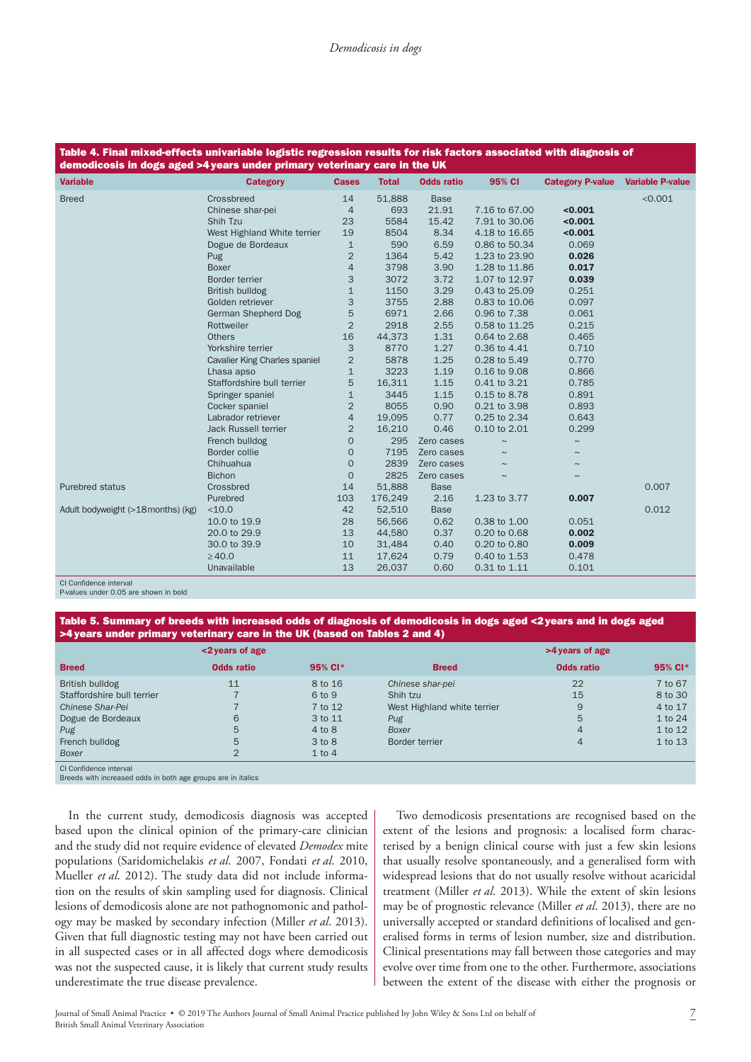**Table 4. Final mixed-effects univariable logistic regression results for risk factors associated with diagnosis of demodicosis in dogs aged >4 years under primary veterinary care in the UK**

| Variable | Category | Cases | Total | Odds ratio | 95% CI | Category P-value | Variable P-value |
|---|---|---|---|---|---|---|---|
| Breed | Crossbreed | 14 | 51,888 | Base | | | <0.001 |
| | Chinese shar-pei | 4 | 693 | 21.91 | 7.16 to 67.00 | **<0.001** | |
| | Shih Tzu | 23 | 5584 | 15.42 | 7.91 to 30.06 | **<0.001** | |
| | West Highland White terrier | 19 | 8504 | 8.34 | 4.18 to 16.65 | **<0.001** | |
| | Dogue de Bordeaux | 1 | 590 | 6.59 | 0.86 to 50.34 | 0.069 | |
| | Pug | 2 | 1364 | 5.42 | 1.23 to 23.90 | **0.026** | |
| | Boxer | 4 | 3798 | 3.90 | 1.28 to 11.86 | **0.017** | |
| | Border terrier | 3 | 3072 | 3.72 | 1.07 to 12.97 | **0.039** | |
| | British bulldog | 1 | 1150 | 3.29 | 0.43 to 25.09 | 0.251 | |
| | Golden retriever | 3 | 3755 | 2.88 | 0.83 to 10.06 | 0.097 | |
| | German Shepherd Dog | 5 | 6971 | 2.66 | 0.96 to 7.38 | 0.061 | |
| | Rottweiler | 2 | 2918 | 2.55 | 0.58 to 11.25 | 0.215 | |
| | Others | 16 | 44,373 | 1.31 | 0.64 to 2.68 | 0.465 | |
| | Yorkshire terrier | 3 | 8770 | 1.27 | 0.36 to 4.41 | 0.710 | |
| | Cavalier King Charles spaniel | 2 | 5878 | 1.25 | 0.28 to 5.49 | 0.770 | |
| | Lhasa apso | 1 | 3223 | 1.19 | 0.16 to 9.08 | 0.866 | |
| | Staffordshire bull terrier | 5 | 16,311 | 1.15 | 0.41 to 3.21 | 0.785 | |
| | Springer spaniel | 1 | 3445 | 1.15 | 0.15 to 8.78 | 0.891 | |
| | Cocker spaniel | 2 | 8055 | 0.90 | 0.21 to 3.98 | 0.893 | |
| | Labrador retriever | 4 | 19,095 | 0.77 | 0.25 to 2.34 | 0.643 | |
| | Jack Russell terrier | 2 | 16,210 | 0.46 | 0.10 to 2.01 | 0.299 | |
| | French bulldog | 0 | 295 | Zero cases | ~ | ~ | |
| | Border collie | 0 | 7195 | Zero cases | ~ | ~ | |
| | Chihuahua | 0 | 2839 | Zero cases | ~ | ~ | |
| | Bichon | 0 | 2825 | Zero cases | ~ | ~ | |
| Purebred status | Crossbred | 14 | 51,888 | Base | | | 0.007 |
| | Purebred | 103 | 176,249 | 2.16 | 1.23 to 3.77 | **0.007** | |
| Adult bodyweight (>18 months) (kg) | <10.0 | 42 | 52,510 | Base | | | 0.012 |
| | 10.0 to 19.9 | 28 | 56,566 | 0.62 | 0.38 to 1.00 | 0.051 | |
| | 20.0 to 29.9 | 13 | 44,580 | 0.37 | 0.20 to 0.68 | **0.002** | |
| | 30.0 to 39.9 | 10 | 31,484 | 0.40 | 0.20 to 0.80 | **0.009** | |
| | ≥40.0 | 11 | 17,624 | 0.79 | 0.40 to 1.53 | 0.478 | |
| | Unavailable | 13 | 26,037 | 0.60 | 0.31 to 1.11 | 0.101 | |

CI Confidence interval
P-values under 0.05 are shown in bold

**Table 5. Summary of breeds with increased odds of diagnosis of demodicosis in dogs aged <2 years and in dogs aged >4 years under primary veterinary care in the UK (based on Tables 2 and 4)**

| <2 years of age | | | >4 years of age | | |
|---|---|---|---|---|---|
| **Breed** | **Odds ratio** | **95% CI*** | **Breed** | **Odds ratio** | **95% CI*** |
| British bulldog | 11 | 8 to 16 | *Chinese shar-pei* | 22 | 7 to 67 |
| Staffordshire bull terrier | 7 | 6 to 9 | Shih tzu | 15 | 8 to 30 |
| *Chinese Shar-Pei* | 7 | 7 to 12 | West Highland white terrier | 9 | 4 to 17 |
| Dogue de Bordeaux | 6 | 3 to 11 | *Pug* | 5 | 1 to 24 |
| *Pug* | 5 | 4 to 8 | *Boxer* | 4 | 1 to 12 |
| French bulldog | 5 | 3 to 8 | Border terrier | 4 | 1 to 13 |
| *Boxer* | 2 | 1 to 4 | | | |

CI Confidence interval
Breeds with increased odds in both age groups are in italics

In the current study, demodicosis diagnosis was accepted based upon the clinical opinion of the primary-care clinician and the study did not require evidence of elevated *Demodex* mite populations (Saridomichelakis *et al.* 2007, Fondati *et al.* 2010, Mueller *et al.* 2012). The study data did not include information on the results of skin sampling used for diagnosis. Clinical lesions of demodicosis alone are not pathognomonic and pathology may be masked by secondary infection (Miller *et al.* 2013). Given that full diagnostic testing may not have been carried out in all suspected cases or in all affected dogs where demodicosis was not the suspected cause, it is likely that current study results underestimate the true disease prevalence.

Two demodicosis presentations are recognised based on the extent of the lesions and prognosis: a localised form characterised by a benign clinical course with just a few skin lesions that usually resolve spontaneously, and a generalised form with widespread lesions that do not usually resolve without acaricidal treatment (Miller *et al.* 2013). While the extent of skin lesions may be of prognostic relevance (Miller *et al.* 2013), there are no universally accepted or standard definitions of localised and generalised forms in terms of lesion number, size and distribution. Clinical presentations may fall between those categories and may evolve over time from one to the other. Furthermore, associations between the extent of the disease with either the prognosis or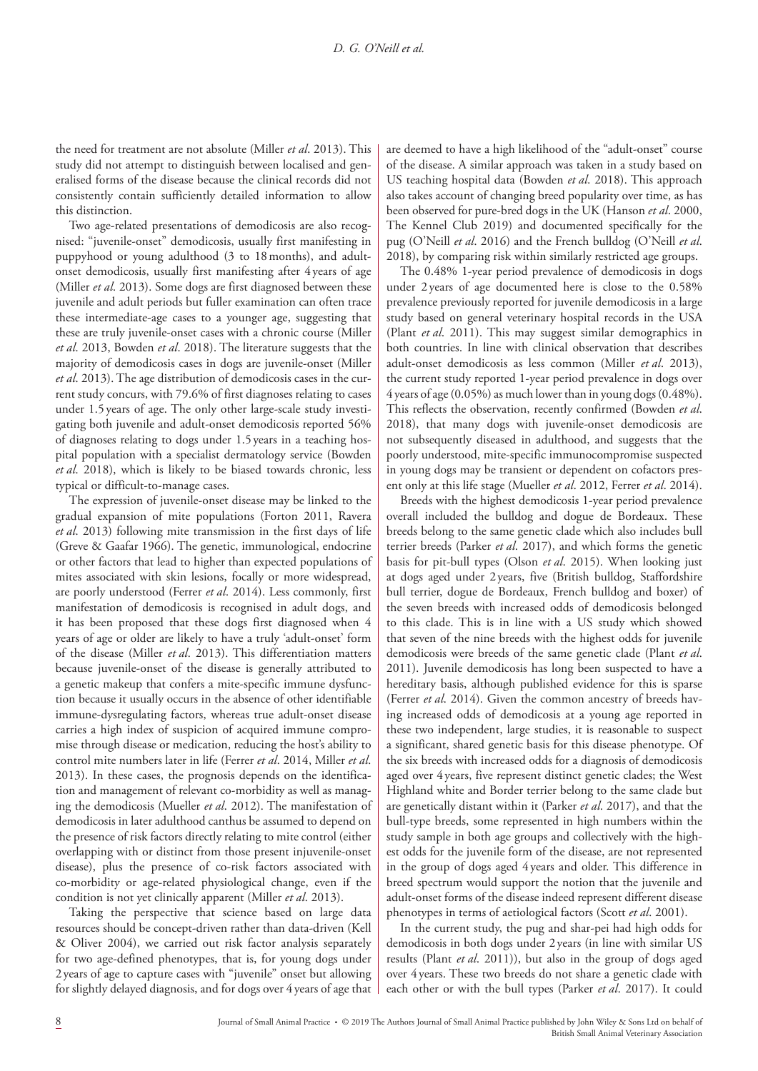the need for treatment are not absolute (Miller *et al*. 2013). This study did not attempt to distinguish between localised and generalised forms of the disease because the clinical records did not consistently contain sufficiently detailed information to allow this distinction.

Two age-related presentations of demodicosis are also recognised: "juvenile-onset" demodicosis, usually first manifesting in puppyhood or young adulthood (3 to 18 months), and adult-onset demodicosis, usually first manifesting after 4 years of age (Miller *et al*. 2013). Some dogs are first diagnosed between these juvenile and adult periods but fuller examination can often trace these intermediate-age cases to a younger age, suggesting that these are truly juvenile-onset cases with a chronic course (Miller *et al*. 2013, Bowden *et al*. 2018). The literature suggests that the majority of demodicosis cases in dogs are juvenile-onset (Miller *et al*. 2013). The age distribution of demodicosis cases in the current study concurs, with 79.6% of first diagnoses relating to cases under 1.5 years of age. The only other large-scale study investigating both juvenile and adult-onset demodicosis reported 56% of diagnoses relating to dogs under 1.5 years in a teaching hospital population with a specialist dermatology service (Bowden *et al*. 2018), which is likely to be biased towards chronic, less typical or difficult-to-manage cases.

The expression of juvenile-onset disease may be linked to the gradual expansion of mite populations (Forton 2011, Ravera *et al*. 2013) following mite transmission in the first days of life (Greve & Gaafar 1966). The genetic, immunological, endocrine or other factors that lead to higher than expected populations of mites associated with skin lesions, focally or more widespread, are poorly understood (Ferrer *et al*. 2014). Less commonly, first manifestation of demodicosis is recognised in adult dogs, and it has been proposed that these dogs first diagnosed when 4 years of age or older are likely to have a truly 'adult-onset' form of the disease (Miller *et al*. 2013). This differentiation matters because juvenile-onset of the disease is generally attributed to a genetic makeup that confers a mite-specific immune dysfunction because it usually occurs in the absence of other identifiable immune-dysregulating factors, whereas true adult-onset disease carries a high index of suspicion of acquired immune compromise through disease or medication, reducing the host's ability to control mite numbers later in life (Ferrer *et al*. 2014, Miller *et al*. 2013). In these cases, the prognosis depends on the identification and management of relevant co-morbidity as well as managing the demodicosis (Mueller *et al*. 2012). The manifestation of demodicosis in later adulthood canthus be assumed to depend on the presence of risk factors directly relating to mite control (either overlapping with or distinct from those present injuvenile-onset disease), plus the presence of co-risk factors associated with co-morbidity or age-related physiological change, even if the condition is not yet clinically apparent (Miller *et al*. 2013).

Taking the perspective that science based on large data resources should be concept-driven rather than data-driven (Kell & Oliver 2004), we carried out risk factor analysis separately for two age-defined phenotypes, that is, for young dogs under 2 years of age to capture cases with "juvenile" onset but allowing for slightly delayed diagnosis, and for dogs over 4 years of age that are deemed to have a high likelihood of the "adult-onset" course of the disease. A similar approach was taken in a study based on US teaching hospital data (Bowden *et al*. 2018). This approach also takes account of changing breed popularity over time, as has been observed for pure-bred dogs in the UK (Hanson *et al*. 2000, The Kennel Club 2019) and documented specifically for the pug (O'Neill *et al*. 2016) and the French bulldog (O'Neill *et al*. 2018), by comparing risk within similarly restricted age groups.

The 0.48% 1-year period prevalence of demodicosis in dogs under 2 years of age documented here is close to the 0.58% prevalence previously reported for juvenile demodicosis in a large study based on general veterinary hospital records in the USA (Plant *et al*. 2011). This may suggest similar demographics in both countries. In line with clinical observation that describes adult-onset demodicosis as less common (Miller *et al*. 2013), the current study reported 1-year period prevalence in dogs over 4 years of age (0.05%) as much lower than in young dogs (0.48%). This reflects the observation, recently confirmed (Bowden *et al*. 2018), that many dogs with juvenile-onset demodicosis are not subsequently diseased in adulthood, and suggests that the poorly understood, mite-specific immunocompromise suspected in young dogs may be transient or dependent on cofactors present only at this life stage (Mueller *et al*. 2012, Ferrer *et al*. 2014).

Breeds with the highest demodicosis 1-year period prevalence overall included the bulldog and dogue de Bordeaux. These breeds belong to the same genetic clade which also includes bull terrier breeds (Parker *et al*. 2017), and which forms the genetic basis for pit-bull types (Olson *et al*. 2015). When looking just at dogs aged under 2 years, five (British bulldog, Staffordshire bull terrier, dogue de Bordeaux, French bulldog and boxer) of the seven breeds with increased odds of demodicosis belonged to this clade. This is in line with a US study which showed that seven of the nine breeds with the highest odds for juvenile demodicosis were breeds of the same genetic clade (Plant *et al*. 2011). Juvenile demodicosis has long been suspected to have a hereditary basis, although published evidence for this is sparse (Ferrer *et al*. 2014). Given the common ancestry of breeds having increased odds of demodicosis at a young age reported in these two independent, large studies, it is reasonable to suspect a significant, shared genetic basis for this disease phenotype. Of the six breeds with increased odds for a diagnosis of demodicosis aged over 4 years, five represent distinct genetic clades; the West Highland white and Border terrier belong to the same clade but are genetically distant within it (Parker *et al*. 2017), and that the bull-type breeds, some represented in high numbers within the study sample in both age groups and collectively with the highest odds for the juvenile form of the disease, are not represented in the group of dogs aged 4 years and older. This difference in breed spectrum would support the notion that the juvenile and adult-onset forms of the disease indeed represent different disease phenotypes in terms of aetiological factors (Scott *et al*. 2001).

In the current study, the pug and shar-pei had high odds for demodicosis in both dogs under 2 years (in line with similar US results (Plant *et al*. 2011)), but also in the group of dogs aged over 4 years. These two breeds do not share a genetic clade with each other or with the bull types (Parker *et al*. 2017). It could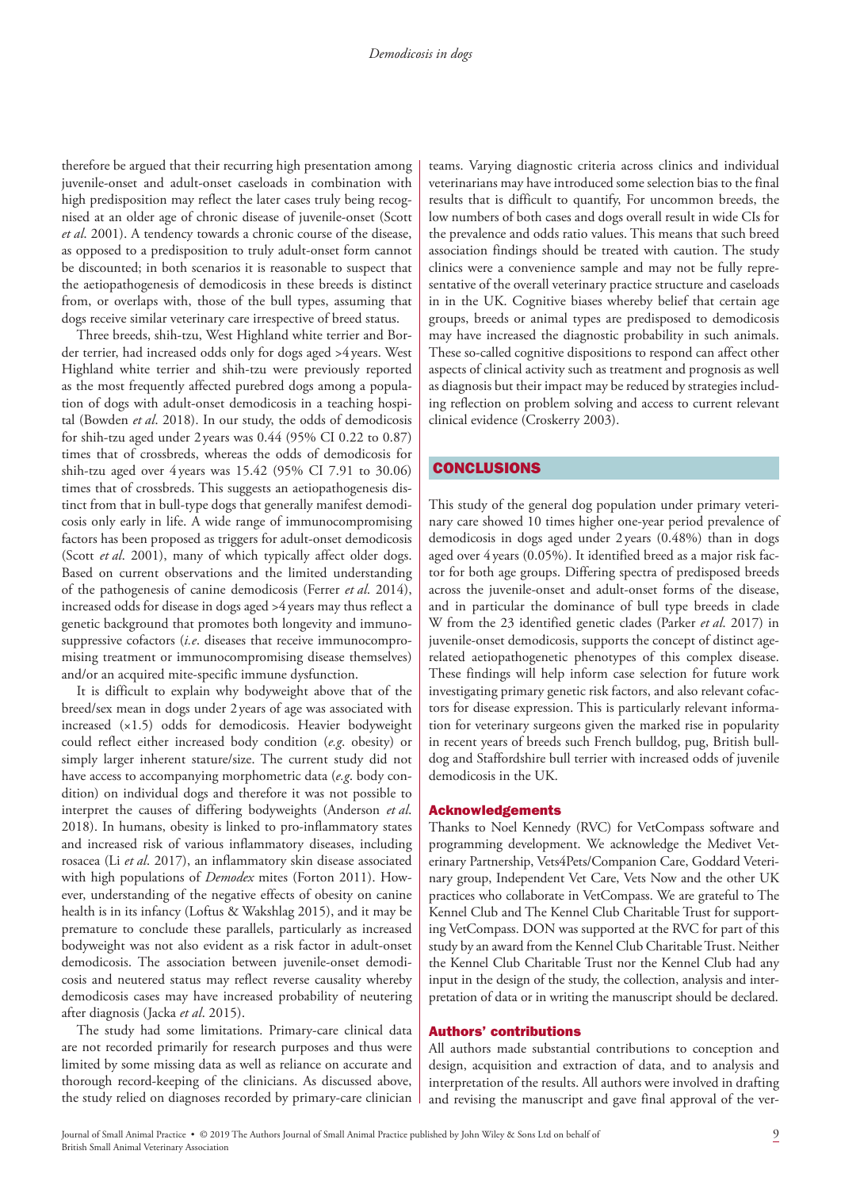therefore be argued that their recurring high presentation among juvenile-onset and adult-onset caseloads in combination with high predisposition may reflect the later cases truly being recognised at an older age of chronic disease of juvenile-onset (Scott *et al*. 2001). A tendency towards a chronic course of the disease, as opposed to a predisposition to truly adult-onset form cannot be discounted; in both scenarios it is reasonable to suspect that the aetiopathogenesis of demodicosis in these breeds is distinct from, or overlaps with, those of the bull types, assuming that dogs receive similar veterinary care irrespective of breed status.

Three breeds, shih-tzu, West Highland white terrier and Border terrier, had increased odds only for dogs aged >4 years. West Highland white terrier and shih-tzu were previously reported as the most frequently affected purebred dogs among a population of dogs with adult-onset demodicosis in a teaching hospital (Bowden *et al*. 2018). In our study, the odds of demodicosis for shih-tzu aged under 2 years was 0.44 (95% CI 0.22 to 0.87) times that of crossbreds, whereas the odds of demodicosis for shih-tzu aged over 4 years was 15.42 (95% CI 7.91 to 30.06) times that of crossbreds. This suggests an aetiopathogenesis distinct from that in bull-type dogs that generally manifest demodicosis only early in life. A wide range of immunocompromising factors has been proposed as triggers for adult-onset demodicosis (Scott *et al*. 2001), many of which typically affect older dogs. Based on current observations and the limited understanding of the pathogenesis of canine demodicosis (Ferrer *et al*. 2014), increased odds for disease in dogs aged >4 years may thus reflect a genetic background that promotes both longevity and immunosuppressive cofactors (*i.e*. diseases that receive immunocompromising treatment or immunocompromising disease themselves) and/or an acquired mite-specific immune dysfunction.

It is difficult to explain why bodyweight above that of the breed/sex mean in dogs under 2 years of age was associated with increased (×1.5) odds for demodicosis. Heavier bodyweight could reflect either increased body condition (*e.g*. obesity) or simply larger inherent stature/size. The current study did not have access to accompanying morphometric data (*e.g*. body condition) on individual dogs and therefore it was not possible to interpret the causes of differing bodyweights (Anderson *et al*. 2018). In humans, obesity is linked to pro-inflammatory states and increased risk of various inflammatory diseases, including rosacea (Li *et al*. 2017), an inflammatory skin disease associated with high populations of *Demodex* mites (Forton 2011). However, understanding of the negative effects of obesity on canine health is in its infancy (Loftus & Wakshlag 2015), and it may be premature to conclude these parallels, particularly as increased bodyweight was not also evident as a risk factor in adult-onset demodicosis. The association between juvenile-onset demodicosis and neutered status may reflect reverse causality whereby demodicosis cases may have increased probability of neutering after diagnosis (Jacka *et al*. 2015).

The study had some limitations. Primary-care clinical data are not recorded primarily for research purposes and thus were limited by some missing data as well as reliance on accurate and thorough record-keeping of the clinicians. As discussed above, the study relied on diagnoses recorded by primary-care clinician teams. Varying diagnostic criteria across clinics and individual veterinarians may have introduced some selection bias to the final results that is difficult to quantify, For uncommon breeds, the low numbers of both cases and dogs overall result in wide CIs for the prevalence and odds ratio values. This means that such breed association findings should be treated with caution. The study clinics were a convenience sample and may not be fully representative of the overall veterinary practice structure and caseloads in in the UK. Cognitive biases whereby belief that certain age groups, breeds or animal types are predisposed to demodicosis may have increased the diagnostic probability in such animals. These so-called cognitive dispositions to respond can affect other aspects of clinical activity such as treatment and prognosis as well as diagnosis but their impact may be reduced by strategies including reflection on problem solving and access to current relevant clinical evidence (Croskerry 2003).

## CONCLUSIONS

This study of the general dog population under primary veterinary care showed 10 times higher one-year period prevalence of demodicosis in dogs aged under 2 years (0.48%) than in dogs aged over 4 years (0.05%). It identified breed as a major risk factor for both age groups. Differing spectra of predisposed breeds across the juvenile-onset and adult-onset forms of the disease, and in particular the dominance of bull type breeds in clade W from the 23 identified genetic clades (Parker *et al*. 2017) in juvenile-onset demodicosis, supports the concept of distinct age-related aetiopathogenetic phenotypes of this complex disease. These findings will help inform case selection for future work investigating primary genetic risk factors, and also relevant cofactors for disease expression. This is particularly relevant information for veterinary surgeons given the marked rise in popularity in recent years of breeds such French bulldog, pug, British bulldog and Staffordshire bull terrier with increased odds of juvenile demodicosis in the UK.

### Acknowledgements

Thanks to Noel Kennedy (RVC) for VetCompass software and programming development. We acknowledge the Medivet Veterinary Partnership, Vets4Pets/Companion Care, Goddard Veterinary group, Independent Vet Care, Vets Now and the other UK practices who collaborate in VetCompass. We are grateful to The Kennel Club and The Kennel Club Charitable Trust for supporting VetCompass. DON was supported at the RVC for part of this study by an award from the Kennel Club Charitable Trust. Neither the Kennel Club Charitable Trust nor the Kennel Club had any input in the design of the study, the collection, analysis and interpretation of data or in writing the manuscript should be declared.

### Authors' contributions

All authors made substantial contributions to conception and design, acquisition and extraction of data, and to analysis and interpretation of the results. All authors were involved in drafting and revising the manuscript and gave final approval of the ver-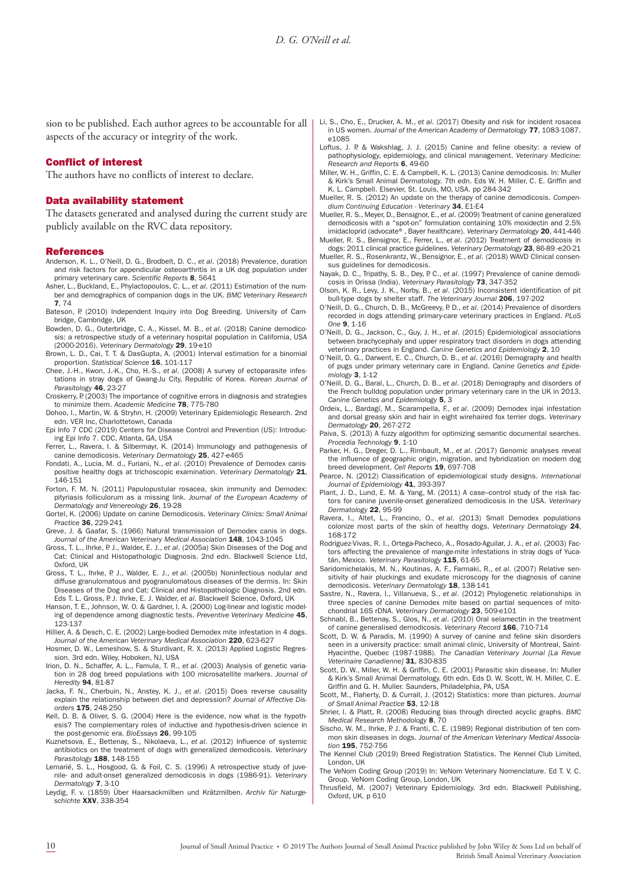sion to be published. Each author agrees to be accountable for all aspects of the accuracy or integrity of the work.

## Conflict of interest

The authors have no conflicts of interest to declare.

## Data availability statement

The datasets generated and analysed during the current study are publicly available on the RVC data repository.

## References

Anderson, K. L., O'Neill, D. G., Brodbelt, D. C., *et al*. (2018) Prevalence, duration and risk factors for appendicular osteoarthritis in a UK dog population under primary veterinary care. *Scientific Reports* **8**, 5641

Asher, L., Buckland, E., Phylactopoulos, C. L., *et al*. (2011) Estimation of the number and demographics of companion dogs in the UK. *BMC Veterinary Research* **7**, 74

Bateson, P. (2010) Independent Inquiry into Dog Breeding. University of Cambridge, Cambridge, UK

Bowden, D. G., Outerbridge, C. A., Kissel, M. B., *et al*. (2018) Canine demodicosis: a retrospective study of a veterinary hospital population in California, USA (2000-2016). *Veterinary Dermatology* **29**, 19-e10

Brown, L. D., Cai, T. T. & DasGupta, A. (2001) Interval estimation for a binomial proportion. *Statistical Science* **16**, 101-117

Chee, J.-H., Kwon, J.-K., Cho, H.-S., *et al*. (2008) A survey of ectoparasite infestations in stray dogs of Gwang-Ju City, Republic of Korea. *Korean Journal of Parasitology* **46**, 23-27

Croskerry, P. (2003) The importance of cognitive errors in diagnosis and strategies to minimize them. *Academic Medicine* **78**, 775-780

Dohoo, I., Martin, W. & Stryhn, H. (2009) Veterinary Epidemiologic Research. 2nd edn. VER Inc, Charlottetown, Canada

Epi Info 7 CDC (2019) Centers for Disease Control and Prevention (US): Introducing Epi Info 7. CDC, Atlanta, GA, USA

Ferrer, L., Ravera, I. & Silbermayr, K. (2014) Immunology and pathogenesis of canine demodicosis. *Veterinary Dermatology* **25**, 427-e465

Fondati, A., Lucia, M. d., Furiani, N., *et al*. (2010) Prevalence of Demodex canis-positive healthy dogs at trichoscopic examination. *Veterinary Dermatology* **21**, 146-151

Forton, F. M. N. (2011) Papulopustular rosacea, skin immunity and Demodex: pityriasis folliculorum as a missing link. *Journal of the European Academy of Dermatology and Venereology* **26**, 19-28

Gortel, K. (2006) Update on canine Demodicosis. *Veterinary Clinics: Small Animal Practice* **36**, 229-241

Greve, J. & Gaafar, S. (1966) Natural transmission of Demodex canis in dogs. *Journal of the American Veterinary Medical Association* **148**, 1043-1045

Gross, T. L., Ihrke, P. J., Walder, E. J., *et al*. (2005a) Skin Diseases of the Dog and Cat: Clinical and Histopathologic Diagnosis. 2nd edn. Blackwell Science Ltd, Oxford, UK

Gross, T. L., Ihrke, P. J., Walder, E. J., *et al*. (2005b) Noninfectious nodular and diffuse granulomatous and pyogranulomatous diseases of the dermis. In: Skin Diseases of the Dog and Cat: Clinical and Histopathologic Diagnosis. 2nd edn. Eds T. L. Gross, P. J. Ihrke, E. J. Walder, *et al*. Blackwell Science, Oxford, UK

Hanson, T. E., Johnson, W. O. & Gardner, I. A. (2000) Log-linear and logistic modeling of dependence among diagnostic tests. *Preventive Veterinary Medicine* **45**, 123-137

Hillier, A. & Desch, C. E. (2002) Large-bodied Demodex mite infestation in 4 dogs. *Journal of the American Veterinary Medical Association* **220**, 623-627

Hosmer, D. W., Lemeshow, S. & Sturdivant, R. X. (2013) Applied Logistic Regression. 3rd edn. Wiley, Hoboken, NJ, USA

Irion, D. N., Schaffer, A. L., Famula, T. R., *et al*. (2003) Analysis of genetic variation in 28 dog breed populations with 100 microsatellite markers. *Journal of Heredity* **94**, 81-87

Jacka, F. N., Cherbuin, N., Anstey, K. J., *et al*. (2015) Does reverse causality explain the relationship between diet and depression? *Journal of Affective Disorders* **175**, 248-250

Kell, D. B. & Oliver, S. G. (2004) Here is the evidence, now what is the hypothesis? The complementary roles of inductive and hypothesis-driven science in the post-genomic era. *BioEssays* **26**, 99-105

Kuznetsova, E., Bettenay, S., Nikolaeva, L., *et al*. (2012) Influence of systemic antibiotics on the treatment of dogs with generalized demodicosis. *Veterinary Parasitology* **188**, 148-155

Lemarié, S. L., Hosgood, G. & Foil, C. S. (1996) A retrospective study of juvenile- and adult-onset generalized demodicosis in dogs (1986-91). *Veterinary Dermatology* **7**, 3-10

Leydig, F. v. (1859) Über Haarsackmilben und Krätzmilben. *Archiv für Naturgeschichte* **XXV**, 338-354

Li, S., Cho, E., Drucker, A. M., *et al*. (2017) Obesity and risk for incident rosacea in US women. *Journal of the American Academy of Dermatology* **77**, 1083-1087. e1085

Loftus, J. P. & Wakshlag, J. J. (2015) Canine and feline obesity: a review of pathophysiology, epidemiology, and clinical management. *Veterinary Medicine: Research and Reports* **6**, 49-60

Miller, W. H., Griffin, C. E. & Campbell, K. L. (2013) Canine demodicosis. In: Muller & Kirk's Small Animal Dermatology. 7th edn. Eds W. H. Miller, C. E. Griffin and K. L. Campbell. Elsevier, St. Louis, MO, USA. pp 284-342

Mueller, R. S. (2012) An update on the therapy of canine demodicosis. *Compendium Continuing Education - Veterinary* **34**, E1-E4

Mueller, R. S., Meyer, D., Bensignor, E., *et al*. (2009) Treatment of canine generalized demodicosis with a "spot-on" formulation containing 10% moxidectin and 2.5% imidacloprid (advocate®, Bayer healthcare). *Veterinary Dermatology* **20**, 441-446

Mueller, R. S., Bensignor, E., Ferrer, L., *et al*. (2012) Treatment of demodicosis in dogs: 2011 clinical practice guidelines. *Veterinary Dermatology* **23**, 86-89 -e20-21

Mueller, R. S., Rosenkrantz, W., Bensignor, E., *et al*. (2018) WAVD Clinical consensus guidelines for demodicosis.

Nayak, D. C., Tripathy, S. B., Dey, P. C., *et al*. (1997) Prevalence of canine demodicosis in Orissa (India). *Veterinary Parasitology* **73**, 347-352

Olson, K. R., Levy, J. K., Norby, B., *et al*. (2015) Inconsistent identification of pit bull-type dogs by shelter staff. *The Veterinary Journal* **206**, 197-202

O'Neill, D. G., Church, D. B., McGreevy, P. D., *et al*. (2014) Prevalence of disorders recorded in dogs attending primary-care veterinary practices in England. *PLoS One* **9**, 1-16

O'Neill, D. G., Jackson, C., Guy, J. H., *et al*. (2015) Epidemiological associations between brachycephaly and upper respiratory tract disorders in dogs attending veterinary practices in England. *Canine Genetics and Epidemiology* **2**, 10

O'Neill, D. G., Darwent, E. C., Church, D. B., *et al*. (2016) Demography and health of pugs under primary veterinary care in England. *Canine Genetics and Epidemiology* **3**, 1-12

O'Neill, D. G., Baral, L., Church, D. B., *et al*. (2018) Demography and disorders of the French bulldog population under primary veterinary care in the UK in 2013. *Canine Genetics and Epidemiology* **5**, 3

Ordeix, L., Bardagí, M., Scarampella, F., *et al*. (2009) Demodex injai infestation and dorsal greasy skin and hair in eight wirehaired fox terrier dogs. *Veterinary Dermatology* **20**, 267-272

Paiva, S. (2013) A fuzzy algorithm for optimizing semantic documental searches. *Procedia Technology* **9**, 1-10

Parker, H. G., Dreger, D. L., Rimbault, M., *et al*. (2017) Genomic analyses reveal the influence of geographic origin, migration, and hybridization on modern dog breed development. *Cell Reports* **19**, 697-708

Pearce, N. (2012) Classification of epidemiological study designs. *International Journal of Epidemiology* **41**, 393-397

Plant, J. D., Lund, E. M. & Yang, M. (2011) A case–control study of the risk factors for canine juvenile-onset generalized demodicosis in the USA. *Veterinary Dermatology* **22**, 95-99

Ravera, I., Altet, L., Francino, O., *et al*. (2013) Small Demodex populations colonize most parts of the skin of healthy dogs. *Veterinary Dermatology* **24**, 168-172

Rodriguez-Vivas, R. I., Ortega-Pacheco, A., Rosado-Aguilar, J. A., *et al*. (2003) Factors affecting the prevalence of mange-mite infestations in stray dogs of Yucatán, Mexico. *Veterinary Parasitology* **115**, 61-65

Saridomichelakis, M. N., Koutinas, A. F., Farmaki, R., *et al*. (2007) Relative sensitivity of hair pluckings and exudate microscopy for the diagnosis of canine demodicosis. *Veterinary Dermatology* **18**, 138-141

Sastre, N., Ravera, I., Villanueva, S., *et al*. (2012) Phylogenetic relationships in three species of canine Demodex mite based on partial sequences of mitochondrial 16S rDNA. *Veterinary Dermatology* **23**, 509-e101

Schnabl, B., Bettenay, S., Glos, N., *et al*. (2010) Oral selamectin in the treatment of canine generalised demodicosis. *Veterinary Record* **166**, 710-714

Scott, D. W. & Paradis, M. (1990) A survey of canine and feline skin disorders seen in a university practice: small animal clinic, University of Montreal, Saint-Hyacinthe, Quebec (1987-1988). *The Canadian Veterinary Journal [La Revue Veterinaire Canadienne]* **31**, 830-835

Scott, D. W., Miller, W. H. & Griffin, C. E. (2001) Parasitic skin disease. In: Muller & Kirk's Small Animal Dermatology. 6th edn. Eds D. W. Scott, W. H. Miller, C. E. Griffin and G. H. Muller. Saunders, Philadelphia, PA, USA

Scott, M., Flaherty, D. & Currall, J. (2012) Statistics: more than pictures. *Journal of Small Animal Practice* **53**, 12-18

Shrier, I. & Platt, R. (2008) Reducing bias through directed acyclic graphs. *BMC Medical Research Methodology* **8**, 70

Sischo, W. M., Ihrke, P. J. & Franti, C. E. (1989) Regional distribution of ten common skin diseases in dogs. *Journal of the American Veterinary Medical Association* **195**, 752-756

The Kennel Club (2019) Breed Registration Statistics. The Kennel Club Limited, London, UK

The VeNom Coding Group (2019) In: VeNom Veterinary Nomenclature. Ed T. V. C. Group. VeNom Coding Group, London, UK

Thrusfield, M. (2007) Veterinary Epidemiology. 3rd edn. Blackwell Publishing, Oxford, UK. p 610